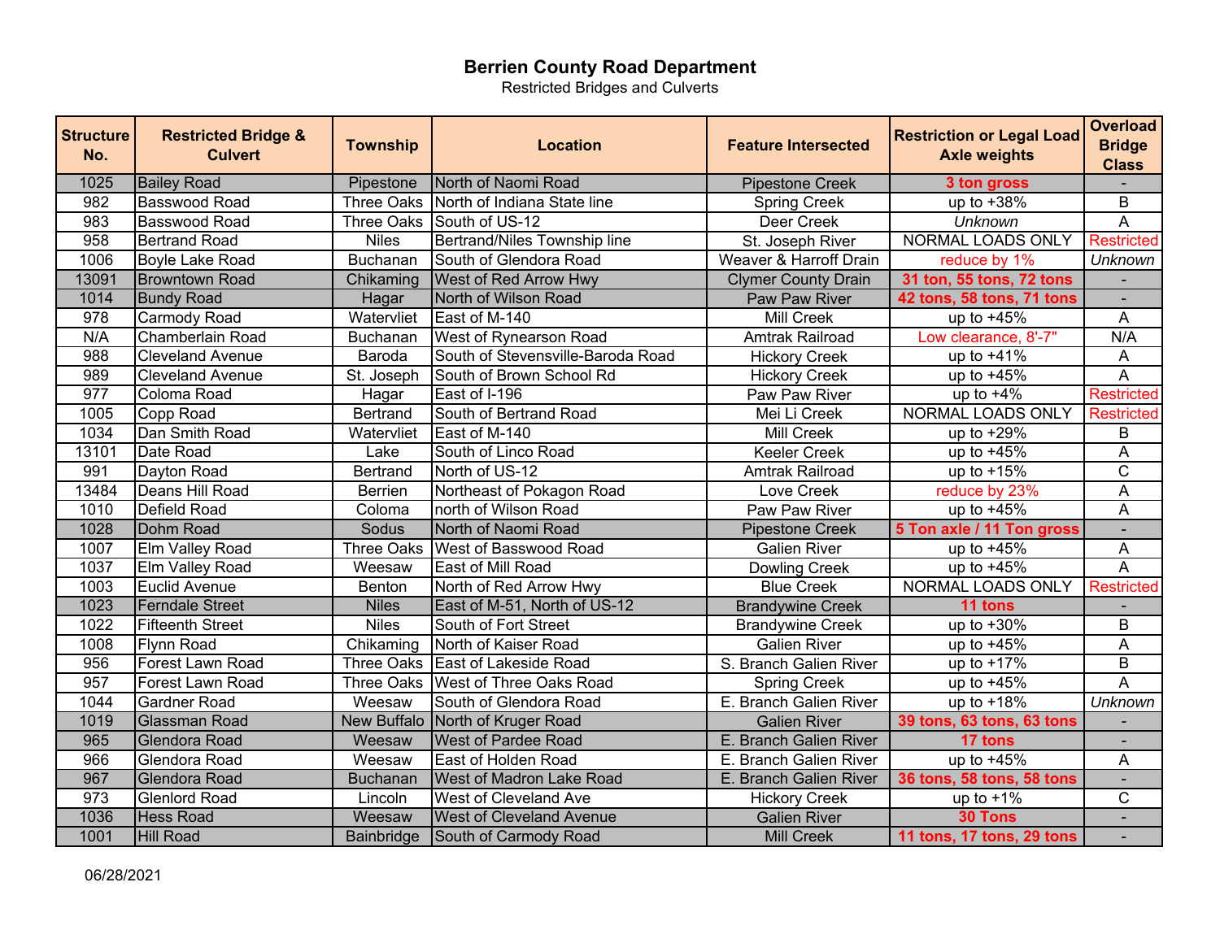# Berrien County Road Department

Restricted Bridges and Culverts

| Structure No. | Restricted Bridge & Culvert | Township | Location | Feature Intersected | Restriction or Legal Load Axle weights | Overload Bridge Class |
|---|---|---|---|---|---|---|
| 1025 | Bailey Road | Pipestone | North of Naomi Road | Pipestone Creek | **3 ton gross** | - |
| 982 | Basswood Road | Three Oaks | North of Indiana State line | Spring Creek | up to +38% | B |
| 983 | Basswood Road | Three Oaks | South of US-12 | Deer Creek | *Unknown* | A |
| 958 | Bertrand Road | Niles | Bertrand/Niles Township line | St. Joseph River | NORMAL LOADS ONLY | Restricted |
| 1006 | Boyle Lake Road | Buchanan | South of Glendora Road | Weaver & Harroff Drain | reduce by 1% | *Unknown* |
| 13091 | Browntown Road | Chikaming | West of Red Arrow Hwy | Clymer County Drain | **31 ton, 55 tons, 72 tons** | - |
| 1014 | Bundy Road | Hagar | North of Wilson Road | Paw Paw River | **42 tons, 58 tons, 71 tons** | - |
| 978 | Carmody Road | Watervliet | East of M-140 | Mill Creek | up to +45% | A |
| N/A | Chamberlain Road | Buchanan | West of Rynearson Road | Amtrak Railroad | Low clearance, 8'-7" | N/A |
| 988 | Cleveland Avenue | Baroda | South of Stevensville-Baroda Road | Hickory Creek | up to +41% | A |
| 989 | Cleveland Avenue | St. Joseph | South of Brown School Rd | Hickory Creek | up to +45% | A |
| 977 | Coloma Road | Hagar | East of I-196 | Paw Paw River | up to +4% | Restricted |
| 1005 | Copp Road | Bertrand | South of Bertrand Road | Mei Li Creek | NORMAL LOADS ONLY | Restricted |
| 1034 | Dan Smith Road | Watervliet | East of M-140 | Mill Creek | up to +29% | B |
| 13101 | Date Road | Lake | South of Linco Road | Keeler Creek | up to +45% | A |
| 991 | Dayton Road | Bertrand | North of US-12 | Amtrak Railroad | up to +15% | C |
| 13484 | Deans Hill Road | Berrien | Northeast of Pokagon Road | Love Creek | reduce by 23% | A |
| 1010 | Defield Road | Coloma | north of Wilson Road | Paw Paw River | up to +45% | A |
| 1028 | Dohm Road | Sodus | North of Naomi Road | Pipestone Creek | **5 Ton axle / 11 Ton gross** | - |
| 1007 | Elm Valley Road | Three Oaks | West of Basswood Road | Galien River | up to +45% | A |
| 1037 | Elm Valley Road | Weesaw | East of Mill Road | Dowling Creek | up to +45% | A |
| 1003 | Euclid Avenue | Benton | North of Red Arrow Hwy | Blue Creek | NORMAL LOADS ONLY | Restricted |
| 1023 | Ferndale Street | Niles | East of M-51, North of US-12 | Brandywine Creek | **11 tons** | - |
| 1022 | Fifteenth Street | Niles | South of Fort Street | Brandywine Creek | up to +30% | B |
| 1008 | Flynn Road | Chikaming | North of Kaiser Road | Galien River | up to +45% | A |
| 956 | Forest Lawn Road | Three Oaks | East of Lakeside Road | S. Branch Galien River | up to +17% | B |
| 957 | Forest Lawn Road | Three Oaks | West of Three Oaks Road | Spring Creek | up to +45% | A |
| 1044 | Gardner Road | Weesaw | South of Glendora Road | E. Branch Galien River | up to +18% | *Unknown* |
| 1019 | Glassman Road | New Buffalo | North of Kruger Road | Galien River | **39 tons, 63 tons, 63 tons** | - |
| 965 | Glendora Road | Weesaw | West of Pardee Road | E. Branch Galien River | **17 tons** | - |
| 966 | Glendora Road | Weesaw | East of Holden Road | E. Branch Galien River | up to +45% | A |
| 967 | Glendora Road | Buchanan | West of Madron Lake Road | E. Branch Galien River | **36 tons, 58 tons, 58 tons** | - |
| 973 | Glenlord Road | Lincoln | West of Cleveland Ave | Hickory Creek | up to +1% | C |
| 1036 | Hess Road | Weesaw | West of Cleveland Avenue | Galien River | **30 Tons** | - |
| 1001 | Hill Road | Bainbridge | South of Carmody Road | Mill Creek | **11 tons, 17 tons, 29 tons** | - |

06/28/2021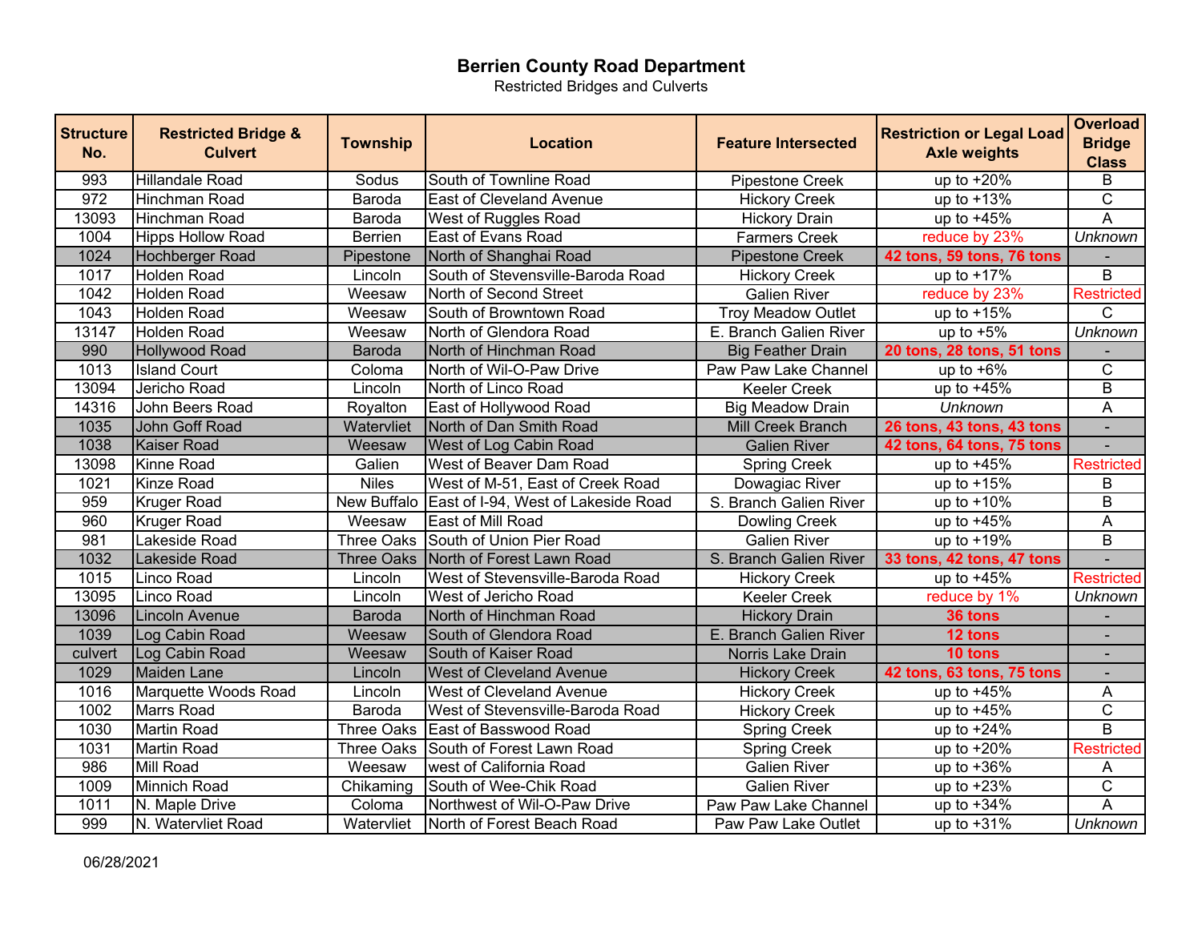# Berrien County Road Department

Restricted Bridges and Culverts

| Structure No. | Restricted Bridge & Culvert | Township | Location | Feature Intersected | Restriction or Legal Load Axle weights | Overload Bridge Class |
|---|---|---|---|---|---|---|
| 993 | Hillandale Road | Sodus | South of Townline Road | Pipestone Creek | up to +20% | B |
| 972 | Hinchman Road | Baroda | East of Cleveland Avenue | Hickory Creek | up to +13% | C |
| 13093 | Hinchman Road | Baroda | West of Ruggles Road | Hickory Drain | up to +45% | A |
| 1004 | Hipps Hollow Road | Berrien | East of Evans Road | Farmers Creek | reduce by 23% | *Unknown* |
| 1024 | Hochberger Road | Pipestone | North of Shanghai Road | Pipestone Creek | **42 tons, 59 tons, 76 tons** | - |
| 1017 | Holden Road | Lincoln | South of Stevensville-Baroda Road | Hickory Creek | up to +17% | B |
| 1042 | Holden Road | Weesaw | North of Second Street | Galien River | reduce by 23% | Restricted |
| 1043 | Holden Road | Weesaw | South of Browntown Road | Troy Meadow Outlet | up to +15% | C |
| 13147 | Holden Road | Weesaw | North of Glendora Road | E. Branch Galien River | up to +5% | *Unknown* |
| 990 | Hollywood Road | Baroda | North of Hinchman Road | Big Feather Drain | **20 tons, 28 tons, 51 tons** | - |
| 1013 | Island Court | Coloma | North of Wil-O-Paw Drive | Paw Paw Lake Channel | up to +6% | C |
| 13094 | Jericho Road | Lincoln | North of Linco Road | Keeler Creek | up to +45% | B |
| 14316 | John Beers Road | Royalton | East of Hollywood Road | Big Meadow Drain | *Unknown* | A |
| 1035 | John Goff Road | Watervliet | North of Dan Smith Road | Mill Creek Branch | **26 tons, 43 tons, 43 tons** | - |
| 1038 | Kaiser Road | Weesaw | West of Log Cabin Road | Galien River | **42 tons, 64 tons, 75 tons** | - |
| 13098 | Kinne Road | Galien | West of Beaver Dam Road | Spring Creek | up to +45% | Restricted |
| 1021 | Kinze Road | Niles | West of M-51, East of Creek Road | Dowagiac River | up to +15% | B |
| 959 | Kruger Road | New Buffalo | East of I-94, West of Lakeside Road | S. Branch Galien River | up to +10% | B |
| 960 | Kruger Road | Weesaw | East of Mill Road | Dowling Creek | up to +45% | A |
| 981 | Lakeside Road | Three Oaks | South of Union Pier Road | Galien River | up to +19% | B |
| 1032 | Lakeside Road | Three Oaks | North of Forest Lawn Road | S. Branch Galien River | **33 tons, 42 tons, 47 tons** | - |
| 1015 | Linco Road | Lincoln | West of Stevensville-Baroda Road | Hickory Creek | up to +45% | Restricted |
| 13095 | Linco Road | Lincoln | West of Jericho Road | Keeler Creek | reduce by 1% | *Unknown* |
| 13096 | Lincoln Avenue | Baroda | North of Hinchman Road | Hickory Drain | **36 tons** | - |
| 1039 | Log Cabin Road | Weesaw | South of Glendora Road | E. Branch Galien River | **12 tons** | - |
| culvert | Log Cabin Road | Weesaw | South of Kaiser Road | Norris Lake Drain | **10 tons** | - |
| 1029 | Maiden Lane | Lincoln | West of Cleveland Avenue | Hickory Creek | **42 tons, 63 tons, 75 tons** | - |
| 1016 | Marquette Woods Road | Lincoln | West of Cleveland Avenue | Hickory Creek | up to +45% | A |
| 1002 | Marrs Road | Baroda | West of Stevensville-Baroda Road | Hickory Creek | up to +45% | C |
| 1030 | Martin Road | Three Oaks | East of Basswood Road | Spring Creek | up to +24% | B |
| 1031 | Martin Road | Three Oaks | South of Forest Lawn Road | Spring Creek | up to +20% | Restricted |
| 986 | Mill Road | Weesaw | west of California Road | Galien River | up to +36% | A |
| 1009 | Minnich Road | Chikaming | South of Wee-Chik Road | Galien River | up to +23% | C |
| 1011 | N. Maple Drive | Coloma | Northwest of Wil-O-Paw Drive | Paw Paw Lake Channel | up to +34% | A |
| 999 | N. Watervliet Road | Watervliet | North of Forest Beach Road | Paw Paw Lake Outlet | up to +31% | *Unknown* |

06/28/2021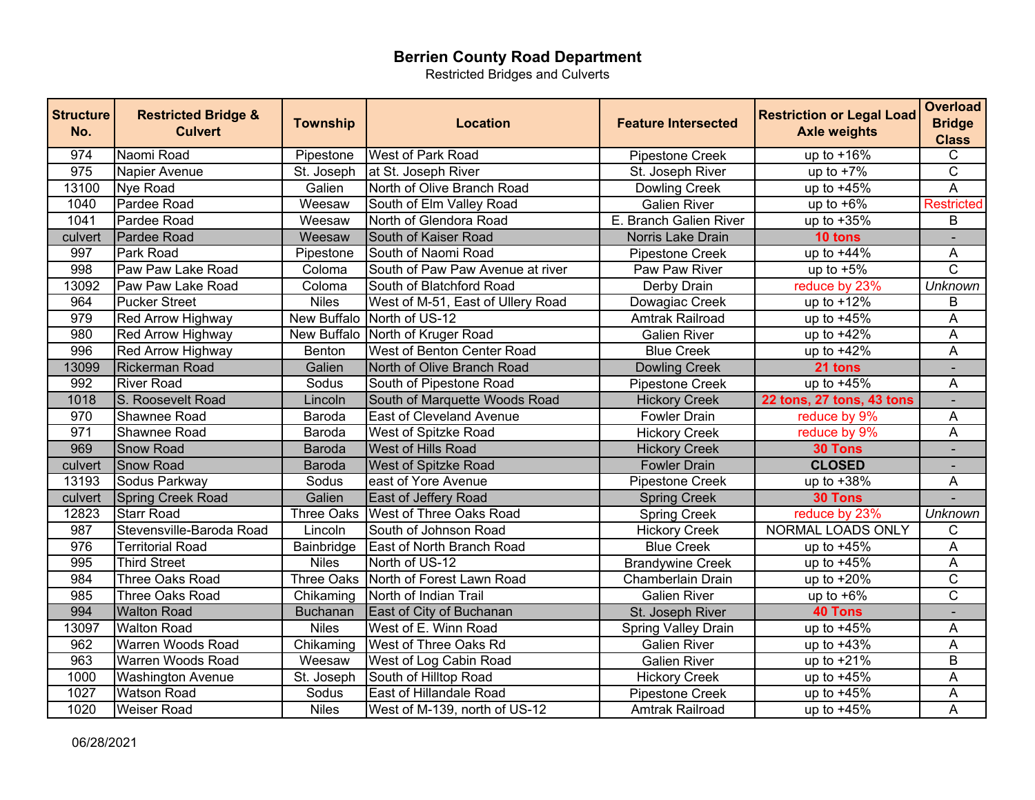# Berrien County Road Department

Restricted Bridges and Culverts

| Structure No. | Restricted Bridge & Culvert | Township | Location | Feature Intersected | Restriction or Legal Load Axle weights | Overload Bridge Class |
|---|---|---|---|---|---|---|
| 974 | Naomi Road | Pipestone | West of Park Road | Pipestone Creek | up to +16% | C |
| 975 | Napier Avenue | St. Joseph | at St. Joseph River | St. Joseph River | up to +7% | C |
| 13100 | Nye Road | Galien | North of Olive Branch Road | Dowling Creek | up to +45% | A |
| 1040 | Pardee Road | Weesaw | South of Elm Valley Road | Galien River | up to +6% | Restricted |
| 1041 | Pardee Road | Weesaw | North of Glendora Road | E. Branch Galien River | up to +35% | B |
| culvert | Pardee Road | Weesaw | South of Kaiser Road | Norris Lake Drain | **10 tons** | - |
| 997 | Park Road | Pipestone | South of Naomi Road | Pipestone Creek | up to +44% | A |
| 998 | Paw Paw Lake Road | Coloma | South of Paw Paw Avenue at river | Paw Paw River | up to +5% | C |
| 13092 | Paw Paw Lake Road | Coloma | South of Blatchford Road | Derby Drain | reduce by 23% | *Unknown* |
| 964 | Pucker Street | Niles | West of M-51, East of Ullery Road | Dowagiac Creek | up to +12% | B |
| 979 | Red Arrow Highway | New Buffalo | North of US-12 | Amtrak Railroad | up to +45% | A |
| 980 | Red Arrow Highway | New Buffalo | North of Kruger Road | Galien River | up to +42% | A |
| 996 | Red Arrow Highway | Benton | West of Benton Center Road | Blue Creek | up to +42% | A |
| 13099 | Rickerman Road | Galien | North of Olive Branch Road | Dowling Creek | **21 tons** | - |
| 992 | River Road | Sodus | South of Pipestone Road | Pipestone Creek | up to +45% | A |
| 1018 | S. Roosevelt Road | Lincoln | South of Marquette Woods Road | Hickory Creek | **22 tons, 27 tons, 43 tons** | - |
| 970 | Shawnee Road | Baroda | East of Cleveland Avenue | Fowler Drain | reduce by 9% | A |
| 971 | Shawnee Road | Baroda | West of Spitzke Road | Hickory Creek | reduce by 9% | A |
| 969 | Snow Road | Baroda | West of Hills Road | Hickory Creek | **30 Tons** | - |
| culvert | Snow Road | Baroda | West of Spitzke Road | Fowler Drain | **CLOSED** | - |
| 13193 | Sodus Parkway | Sodus | east of Yore Avenue | Pipestone Creek | up to +38% | A |
| culvert | Spring Creek Road | Galien | East of Jeffery Road | Spring Creek | **30 Tons** | - |
| 12823 | Starr Road | Three Oaks | West of Three Oaks Road | Spring Creek | reduce by 23% | *Unknown* |
| 987 | Stevensville-Baroda Road | Lincoln | South of Johnson Road | Hickory Creek | NORMAL LOADS ONLY | C |
| 976 | Territorial Road | Bainbridge | East of North Branch Road | Blue Creek | up to +45% | A |
| 995 | Third Street | Niles | North of US-12 | Brandywine Creek | up to +45% | A |
| 984 | Three Oaks Road | Three Oaks | North of Forest Lawn Road | Chamberlain Drain | up to +20% | C |
| 985 | Three Oaks Road | Chikaming | North of Indian Trail | Galien River | up to +6% | C |
| 994 | Walton Road | Buchanan | East of City of Buchanan | St. Joseph River | **40 Tons** | - |
| 13097 | Walton Road | Niles | West of E. Winn Road | Spring Valley Drain | up to +45% | A |
| 962 | Warren Woods Road | Chikaming | West of Three Oaks Rd | Galien River | up to +43% | A |
| 963 | Warren Woods Road | Weesaw | West of Log Cabin Road | Galien River | up to +21% | B |
| 1000 | Washington Avenue | St. Joseph | South of Hilltop Road | Hickory Creek | up to +45% | A |
| 1027 | Watson Road | Sodus | East of Hillandale Road | Pipestone Creek | up to +45% | A |
| 1020 | Weiser Road | Niles | West of M-139, north of US-12 | Amtrak Railroad | up to +45% | A |

06/28/2021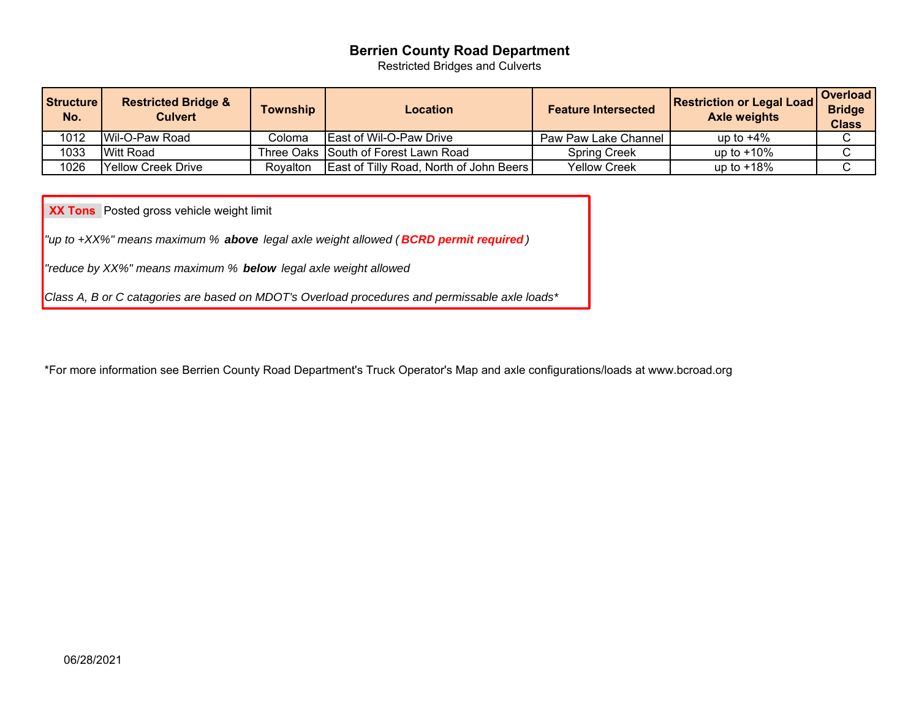# Berrien County Road Department

Restricted Bridges and Culverts

| Structure No. | Restricted Bridge & Culvert | Township | Location | Feature Intersected | Restriction or Legal Load Axle weights | Overload Bridge Class |
|---|---|---|---|---|---|---|
| 1012 | Wil-O-Paw Road | Coloma | East of Wil-O-Paw Drive | Paw Paw Lake Channel | up to +4% | C |
| 1033 | Witt Road | Three Oaks | South of Forest Lawn Road | Spring Creek | up to +10% | C |
| 1026 | Yellow Creek Drive | Royalton | East of Tilly Road, North of John Beers | Yellow Creek | up to +18% | C |

**XX Tons** Posted gross vehicle weight limit

*"up to +XX%" means maximum % **above** legal axle weight allowed (**BCRD permit required**)*

*"reduce by XX%" means maximum % **below** legal axle weight allowed*

*Class A, B or C catagories are based on MDOT's Overload procedures and permissable axle loads**

*For more information see Berrien County Road Department's Truck Operator's Map and axle configurations/loads at www.bcroad.org

06/28/2021